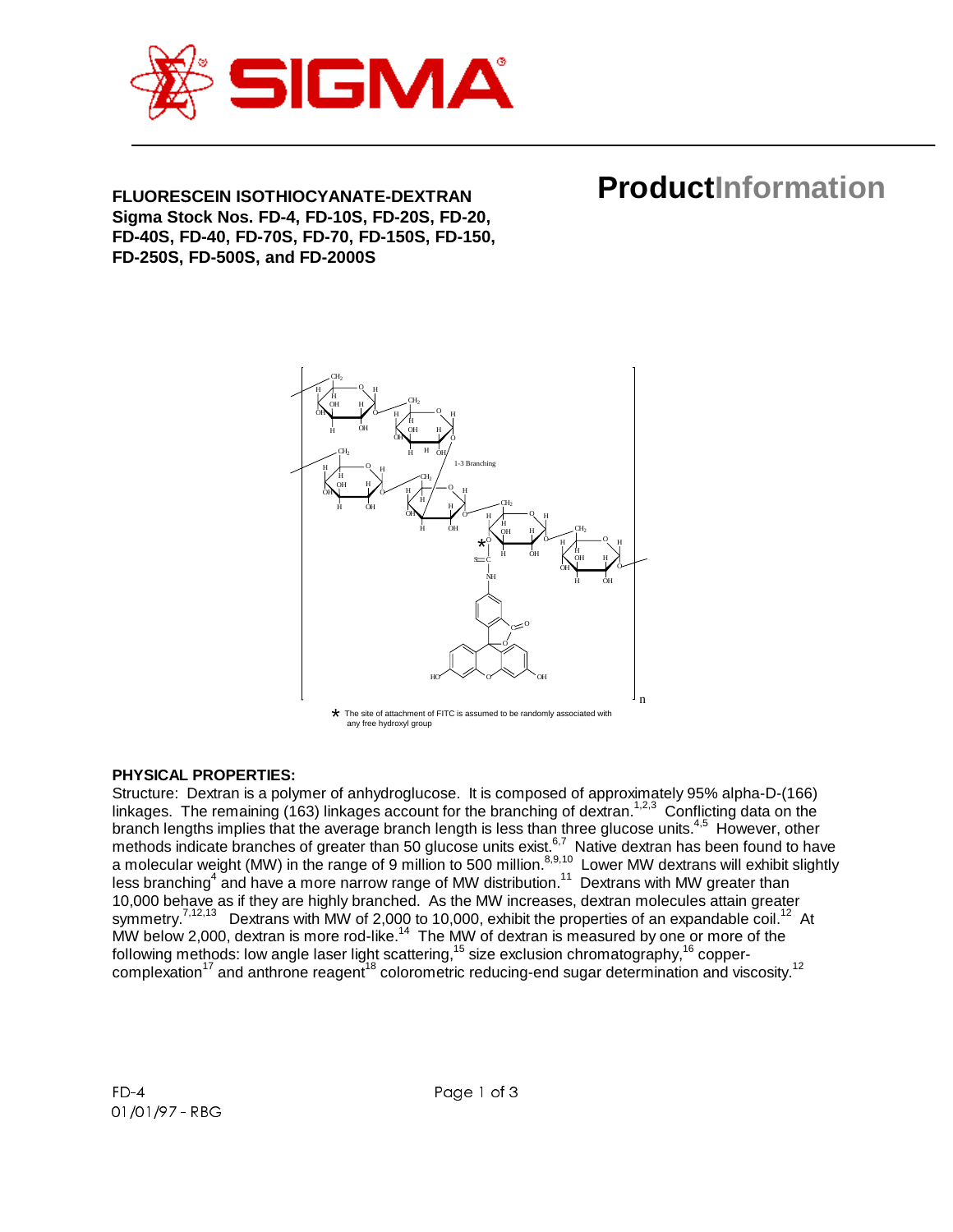**FLUORESCEIN ISOTHIOCYANATE-DEXTRAN**
**Sigma Stock Nos. FD-4, FD-10S, FD-20S, FD-20, FD-40S, FD-40, FD-70S, FD-70, FD-150S, FD-150, FD-250S, FD-500S, and FD-2000S**

# ProductInformation

\* The site of attachment of FITC is assumed to be randomly associated with any free hydroxyl group

**PHYSICAL PROPERTIES:**

Structure: Dextran is a polymer of anhydroglucose. It is composed of approximately 95% alpha-D-(1→6) linkages. The remaining (1→3) linkages account for the branching of dextran.[1,2,3] Conflicting data on the branch lengths implies that the average branch length is less than three glucose units.[4,5] However, other methods indicate branches of greater than 50 glucose units exist.[6,7] Native dextran has been found to have a molecular weight (MW) in the range of 9 million to 500 million.[8,9,10] Lower MW dextrans will exhibit slightly less branching[4] and have a more narrow range of MW distribution.[11] Dextrans with MW greater than 10,000 behave as if they are highly branched. As the MW increases, dextran molecules attain greater symmetry.[7,12,13] Dextrans with MW of 2,000 to 10,000, exhibit the properties of an expandable coil.[12] At MW below 2,000, dextran is more rod-like.[14] The MW of dextran is measured by one or more of the following methods: low angle laser light scattering,[15] size exclusion chromatography,[16] copper-complexation[17] and anthrone reagent[18] colorometric reducing-end sugar determination and viscosity.[12]

FD-4
01/01/97 - RBG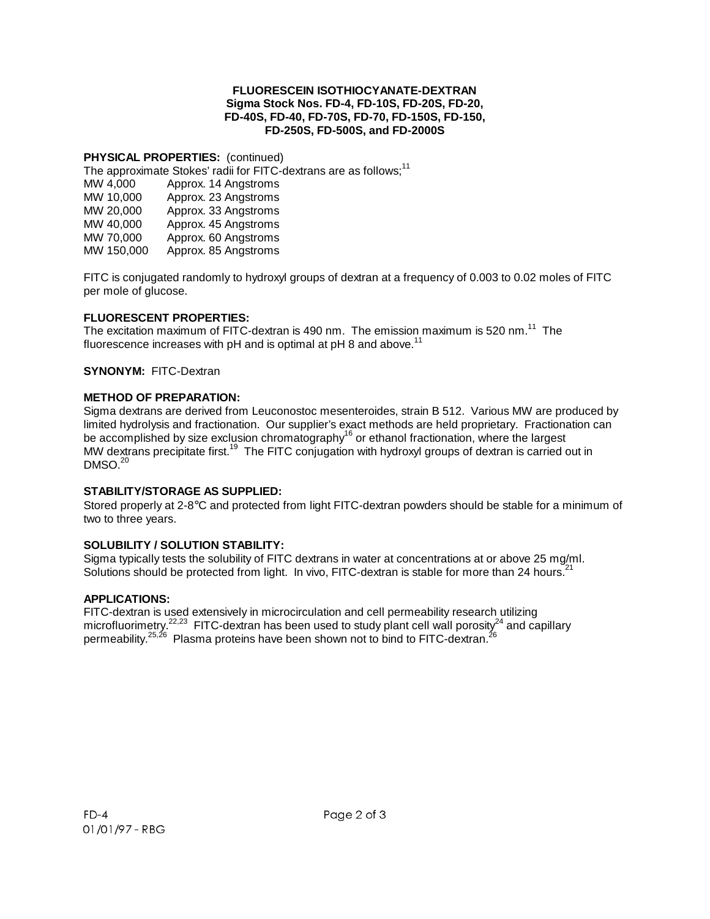**FLUORESCEIN ISOTHIOCYANATE-DEXTRAN**
**Sigma Stock Nos. FD-4, FD-10S, FD-20S, FD-20, FD-40S, FD-40, FD-70S, FD-70, FD-150S, FD-150, FD-250S, FD-500S, and FD-2000S**

**PHYSICAL PROPERTIES:** (continued)

The approximate Stokes' radii for FITC-dextrans are as follows;[11]

| | |
|---|---|
| MW 4,000 | Approx. 14 Angstroms |
| MW 10,000 | Approx. 23 Angstroms |
| MW 20,000 | Approx. 33 Angstroms |
| MW 40,000 | Approx. 45 Angstroms |
| MW 70,000 | Approx. 60 Angstroms |
| MW 150,000 | Approx. 85 Angstroms |

FITC is conjugated randomly to hydroxyl groups of dextran at a frequency of 0.003 to 0.02 moles of FITC per mole of glucose.

**FLUORESCENT PROPERTIES:**

The excitation maximum of FITC-dextran is 490 nm. The emission maximum is 520 nm.[11] The fluorescence increases with pH and is optimal at pH 8 and above.[11]

**SYNONYM:** FITC-Dextran

**METHOD OF PREPARATION:**

Sigma dextrans are derived from Leuconostoc mesenteroides, strain B 512. Various MW are produced by limited hydrolysis and fractionation. Our supplier's exact methods are held proprietary. Fractionation can be accomplished by size exclusion chromatography[16] or ethanol fractionation, where the largest MW dextrans precipitate first.[19] The FITC conjugation with hydroxyl groups of dextran is carried out in DMSO.[20]

**STABILITY/STORAGE AS SUPPLIED:**

Stored properly at 2-8°C and protected from light FITC-dextran powders should be stable for a minimum of two to three years.

**SOLUBILITY / SOLUTION STABILITY:**

Sigma typically tests the solubility of FITC dextrans in water at concentrations at or above 25 mg/ml. Solutions should be protected from light. In vivo, FITC-dextran is stable for more than 24 hours.[21]

**APPLICATIONS:**

FITC-dextran is used extensively in microcirculation and cell permeability research utilizing microfluorimetry.[22,23] FITC-dextran has been used to study plant cell wall porosity[24] and capillary permeability.[25,26] Plasma proteins have been shown not to bind to FITC-dextran.[26]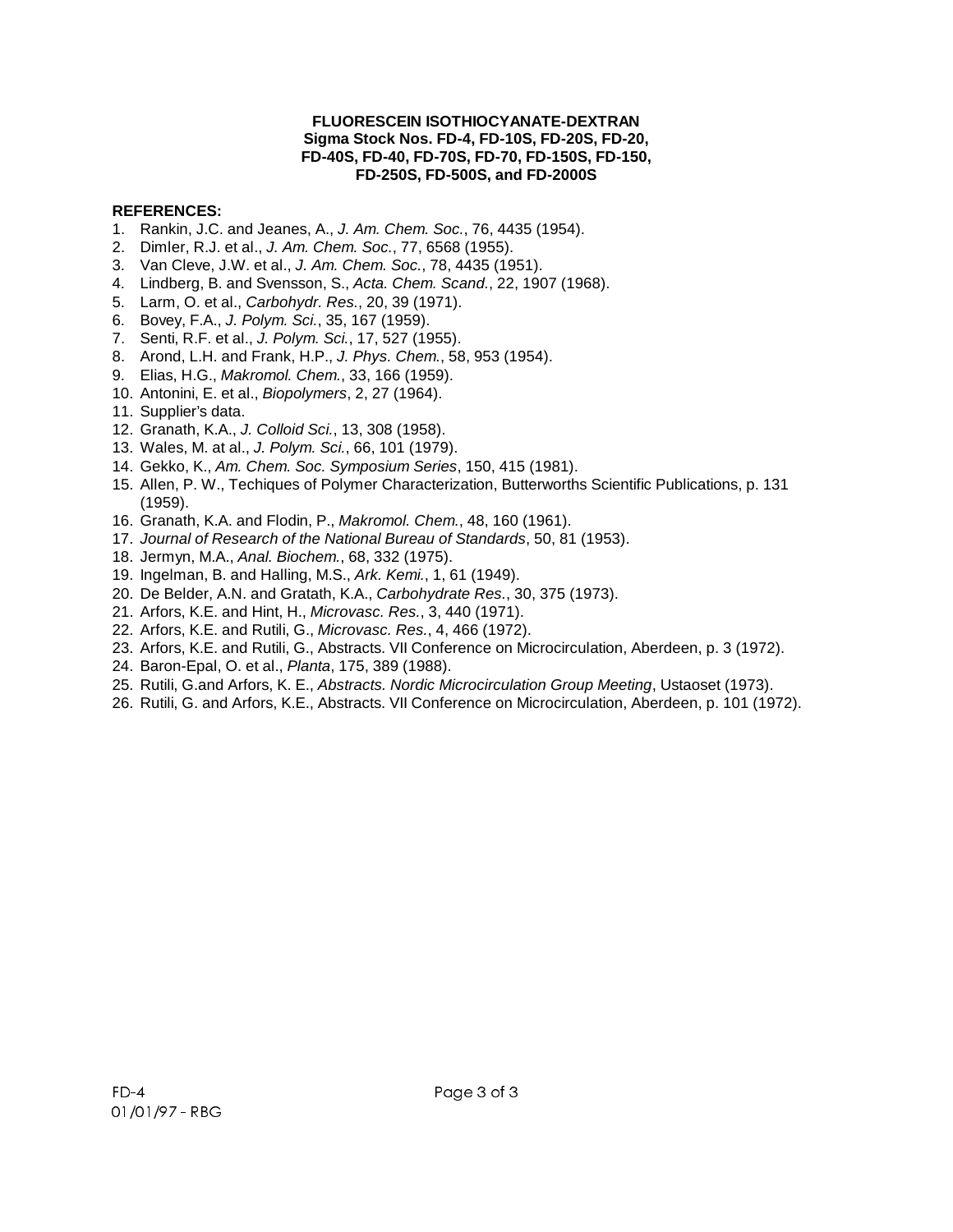**FLUORESCEIN ISOTHIOCYANATE-DEXTRAN**
**Sigma Stock Nos. FD-4, FD-10S, FD-20S, FD-20, FD-40S, FD-40, FD-70S, FD-70, FD-150S, FD-150, FD-250S, FD-500S, and FD-2000S**

**REFERENCES:**

1. Rankin, J.C. and Jeanes, A., *J. Am. Chem. Soc.*, 76, 4435 (1954).
2. Dimler, R.J. et al., *J. Am. Chem. Soc.*, 77, 6568 (1955).
3. Van Cleve, J.W. et al., *J. Am. Chem. Soc.*, 78, 4435 (1951).
4. Lindberg, B. and Svensson, S., *Acta. Chem. Scand.*, 22, 1907 (1968).
5. Larm, O. et al., *Carbohydr. Res.*, 20, 39 (1971).
6. Bovey, F.A., *J. Polym. Sci.*, 35, 167 (1959).
7. Senti, R.F. et al., *J. Polym. Sci.*, 17, 527 (1955).
8. Arond, L.H. and Frank, H.P., *J. Phys. Chem.*, 58, 953 (1954).
9. Elias, H.G., *Makromol. Chem.*, 33, 166 (1959).
10. Antonini, E. et al., *Biopolymers*, 2, 27 (1964).
11. Supplier's data.
12. Granath, K.A., *J. Colloid Sci.*, 13, 308 (1958).
13. Wales, M. at al., *J. Polym. Sci.*, 66, 101 (1979).
14. Gekko, K., *Am. Chem. Soc. Symposium Series*, 150, 415 (1981).
15. Allen, P. W., Techiques of Polymer Characterization, Butterworths Scientific Publications, p. 131 (1959).
16. Granath, K.A. and Flodin, P., *Makromol. Chem.*, 48, 160 (1961).
17. *Journal of Research of the National Bureau of Standards*, 50, 81 (1953).
18. Jermyn, M.A., *Anal. Biochem.*, 68, 332 (1975).
19. Ingelman, B. and Halling, M.S., *Ark. Kemi.*, 1, 61 (1949).
20. De Belder, A.N. and Gratath, K.A., *Carbohydrate Res.*, 30, 375 (1973).
21. Arfors, K.E. and Hint, H., *Microvasc. Res.*, 3, 440 (1971).
22. Arfors, K.E. and Rutili, G., *Microvasc. Res.*, 4, 466 (1972).
23. Arfors, K.E. and Rutili, G., Abstracts. VII Conference on Microcirculation, Aberdeen, p. 3 (1972).
24. Baron-Epal, O. et al., *Planta*, 175, 389 (1988).
25. Rutili, G.and Arfors, K. E., *Abstracts. Nordic Microcirculation Group Meeting*, Ustaoset (1973).
26. Rutili, G. and Arfors, K.E., Abstracts. VII Conference on Microcirculation, Aberdeen, p. 101 (1972).

FD-4
01/01/97 - RBG